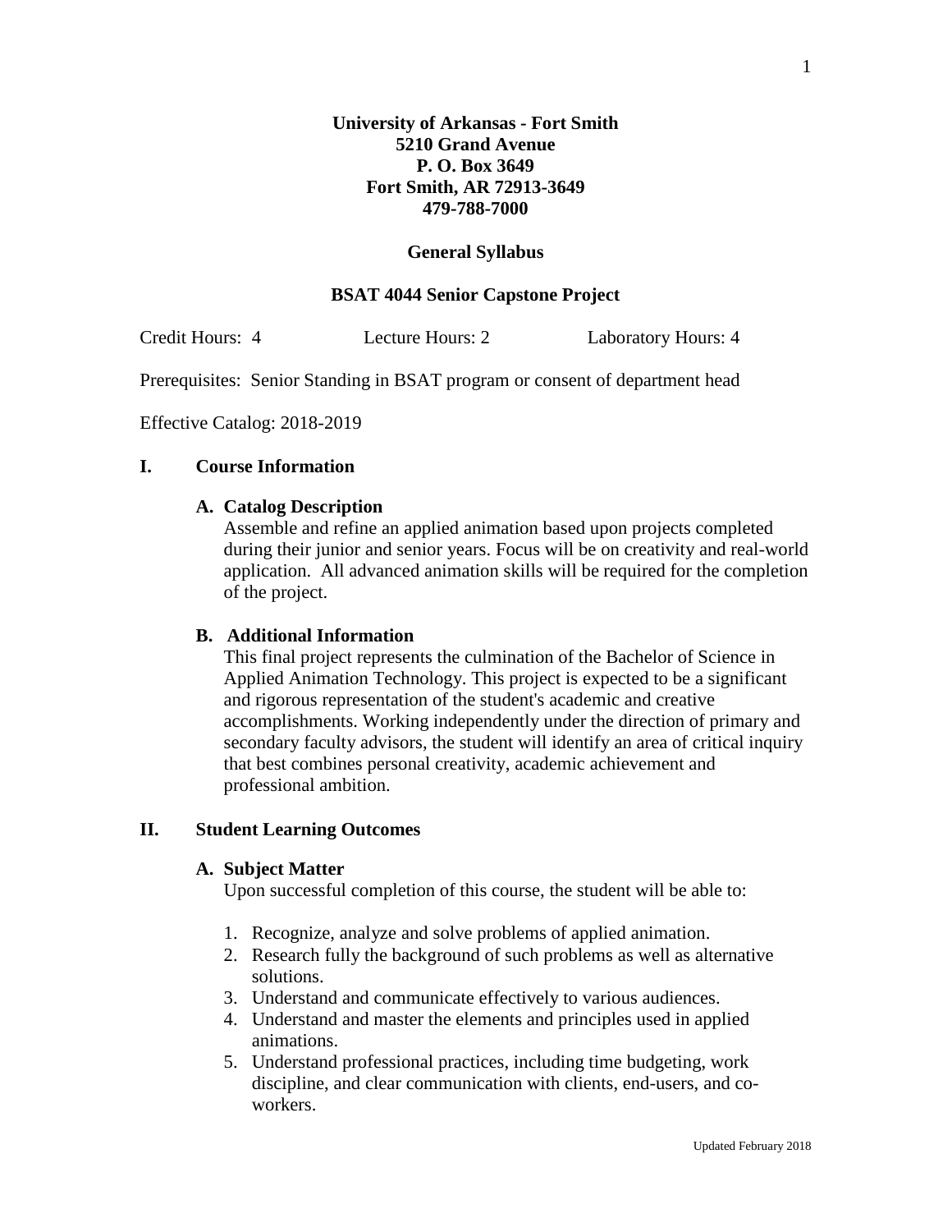**University of Arkansas - Fort Smith**
**5210 Grand Avenue**
**P. O. Box 3649**
**Fort Smith, AR 72913-3649**
**479-788-7000**

**General Syllabus**

**BSAT 4044 Senior Capstone Project**

Credit Hours: 4 Lecture Hours: 2 Laboratory Hours: 4

Prerequisites: Senior Standing in BSAT program or consent of department head

Effective Catalog: 2018-2019

## I. Course Information

### A. Catalog Description

Assemble and refine an applied animation based upon projects completed during their junior and senior years. Focus will be on creativity and real-world application. All advanced animation skills will be required for the completion of the project.

### B. Additional Information

This final project represents the culmination of the Bachelor of Science in Applied Animation Technology. This project is expected to be a significant and rigorous representation of the student's academic and creative accomplishments. Working independently under the direction of primary and secondary faculty advisors, the student will identify an area of critical inquiry that best combines personal creativity, academic achievement and professional ambition.

## II. Student Learning Outcomes

### A. Subject Matter

Upon successful completion of this course, the student will be able to:

1. Recognize, analyze and solve problems of applied animation.
2. Research fully the background of such problems as well as alternative solutions.
3. Understand and communicate effectively to various audiences.
4. Understand and master the elements and principles used in applied animations.
5. Understand professional practices, including time budgeting, work discipline, and clear communication with clients, end-users, and co-workers.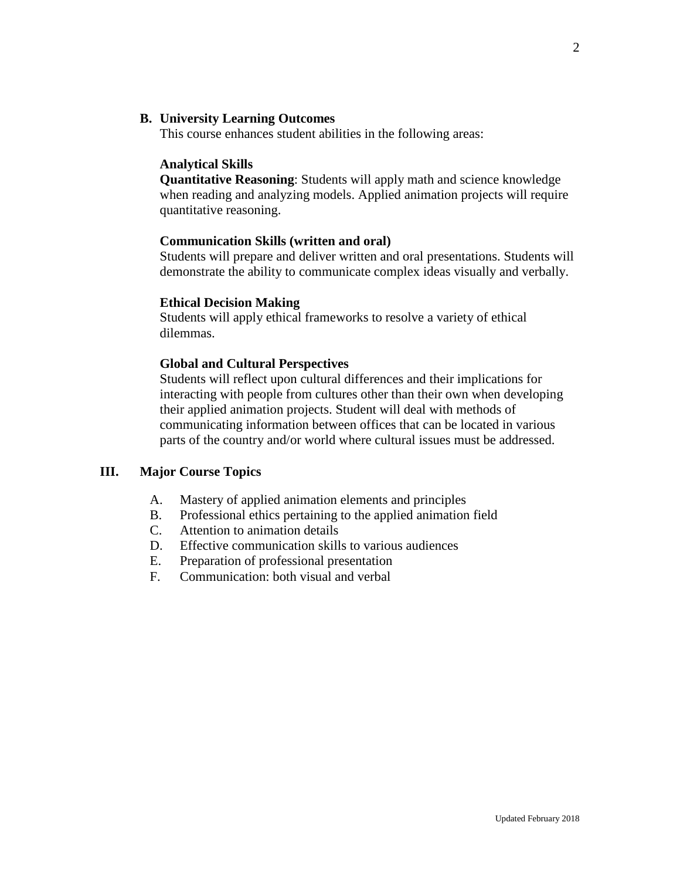### B. University Learning Outcomes

This course enhances student abilities in the following areas:

**Analytical Skills**

**Quantitative Reasoning**: Students will apply math and science knowledge when reading and analyzing models. Applied animation projects will require quantitative reasoning.

**Communication Skills (written and oral)**

Students will prepare and deliver written and oral presentations. Students will demonstrate the ability to communicate complex ideas visually and verbally.

**Ethical Decision Making**

Students will apply ethical frameworks to resolve a variety of ethical dilemmas.

**Global and Cultural Perspectives**

Students will reflect upon cultural differences and their implications for interacting with people from cultures other than their own when developing their applied animation projects. Student will deal with methods of communicating information between offices that can be located in various parts of the country and/or world where cultural issues must be addressed.

## III. Major Course Topics

A. Mastery of applied animation elements and principles
B. Professional ethics pertaining to the applied animation field
C. Attention to animation details
D. Effective communication skills to various audiences
E. Preparation of professional presentation
F. Communication: both visual and verbal

Updated February 2018